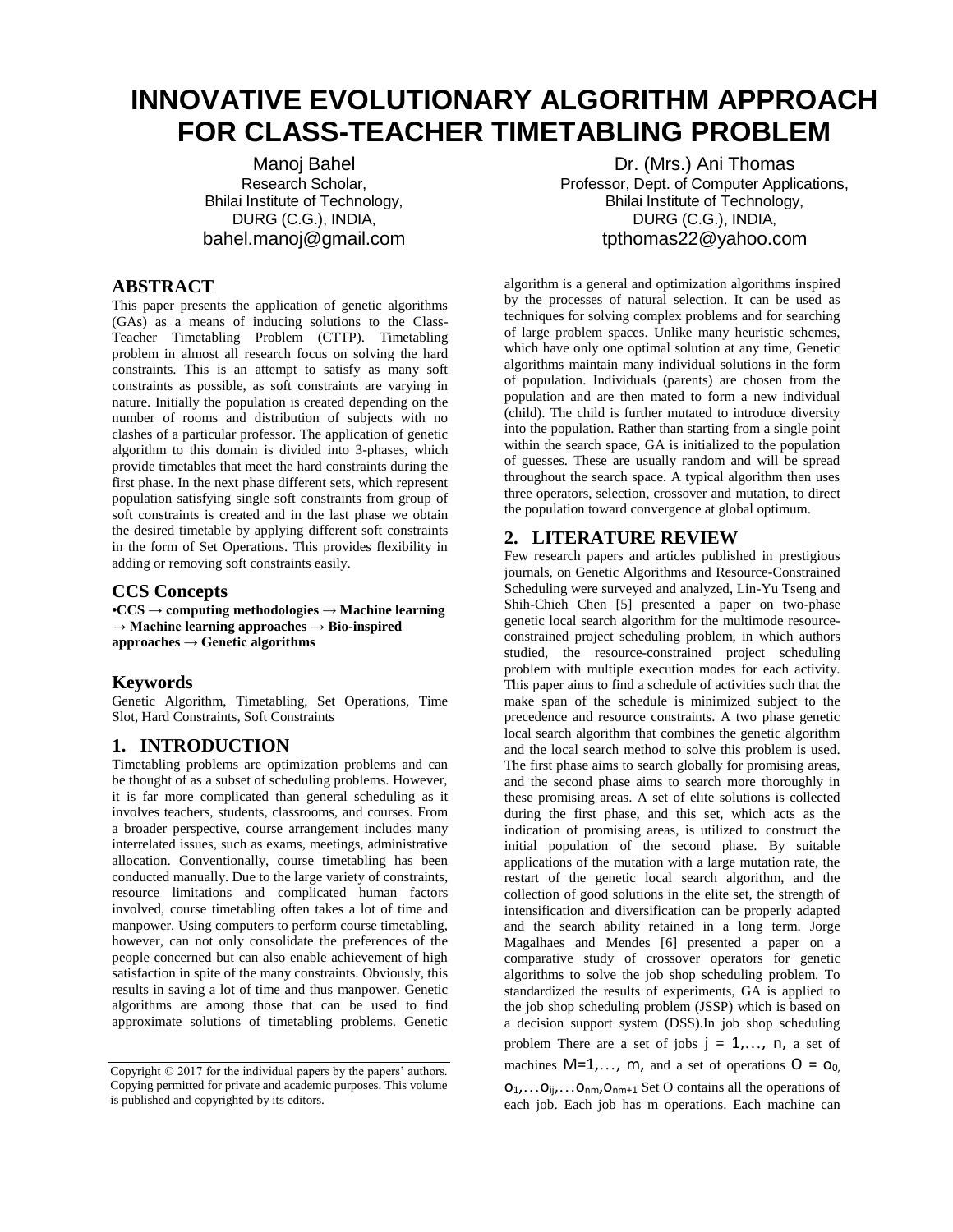# INNOVATIVE EVOLUTIONARY ALGORITHM APPROACH FOR CLASS-TEACHER TIMETABLING PROBLEM

Manoj Bahel
Research Scholar,
Bhilai Institute of Technology,
DURG (C.G.), INDIA,
bahel.manoj@gmail.com

Dr. (Mrs.) Ani Thomas
Professor, Dept. of Computer Applications,
Bhilai Institute of Technology,
DURG (C.G.), INDIA,
tpthomas22@yahoo.com

## ABSTRACT

This paper presents the application of genetic algorithms (GAs) as a means of inducing solutions to the Class-Teacher Timetabling Problem (CTTP). Timetabling problem in almost all research focus on solving the hard constraints. This is an attempt to satisfy as many soft constraints as possible, as soft constraints are varying in nature. Initially the population is created depending on the number of rooms and distribution of subjects with no clashes of a particular professor. The application of genetic algorithm to this domain is divided into 3-phases, which provide timetables that meet the hard constraints during the first phase. In the next phase different sets, which represent population satisfying single soft constraints from group of soft constraints is created and in the last phase we obtain the desired timetable by applying different soft constraints in the form of Set Operations. This provides flexibility in adding or removing soft constraints easily.

## CCS Concepts

**•CCS → computing methodologies → Machine learning → Machine learning approaches → Bio-inspired approaches → Genetic algorithms**

## Keywords

Genetic Algorithm, Timetabling, Set Operations, Time Slot, Hard Constraints, Soft Constraints

## 1. INTRODUCTION

Timetabling problems are optimization problems and can be thought of as a subset of scheduling problems. However, it is far more complicated than general scheduling as it involves teachers, students, classrooms, and courses. From a broader perspective, course arrangement includes many interrelated issues, such as exams, meetings, administrative allocation. Conventionally, course timetabling has been conducted manually. Due to the large variety of constraints, resource limitations and complicated human factors involved, course timetabling often takes a lot of time and manpower. Using computers to perform course timetabling, however, can not only consolidate the preferences of the people concerned but can also enable achievement of high satisfaction in spite of the many constraints. Obviously, this results in saving a lot of time and thus manpower. Genetic algorithms are among those that can be used to find approximate solutions of timetabling problems. Genetic algorithm is a general and optimization algorithms inspired by the processes of natural selection. It can be used as techniques for solving complex problems and for searching of large problem spaces. Unlike many heuristic schemes, which have only one optimal solution at any time, Genetic algorithms maintain many individual solutions in the form of population. Individuals (parents) are chosen from the population and are then mated to form a new individual (child). The child is further mutated to introduce diversity into the population. Rather than starting from a single point within the search space, GA is initialized to the population of guesses. These are usually random and will be spread throughout the search space. A typical algorithm then uses three operators, selection, crossover and mutation, to direct the population toward convergence at global optimum.

## 2. LITERATURE REVIEW

Few research papers and articles published in prestigious journals, on Genetic Algorithms and Resource-Constrained Scheduling were surveyed and analyzed, Lin-Yu Tseng and Shih-Chieh Chen [5] presented a paper on two-phase genetic local search algorithm for the multimode resource-constrained project scheduling problem, in which authors studied, the resource-constrained project scheduling problem with multiple execution modes for each activity. This paper aims to find a schedule of activities such that the make span of the schedule is minimized subject to the precedence and resource constraints. A two phase genetic local search algorithm that combines the genetic algorithm and the local search method to solve this problem is used. The first phase aims to search globally for promising areas, and the second phase aims to search more thoroughly in these promising areas. A set of elite solutions is collected during the first phase, and this set, which acts as the indication of promising areas, is utilized to construct the initial population of the second phase. By suitable applications of the mutation with a large mutation rate, the restart of the genetic local search algorithm, and the collection of good solutions in the elite set, the strength of intensification and diversification can be properly adapted and the search ability retained in a long term. Jorge Magalhaes and Mendes [6] presented a paper on a comparative study of crossover operators for genetic algorithms to solve the job shop scheduling problem. To standardized the results of experiments, GA is applied to the job shop scheduling problem (JSSP) which is based on a decision support system (DSS).In job shop scheduling problem There are a set of jobs $j = 1,\ldots, n$, a set of machines $M=1,\ldots, m$, and a set of operations $O = o_0, o_1,\ldots o_{ij},\ldots o_{nm}, o_{nm+1}$ Set O contains all the operations of each job. Each job has m operations. Each machine can

Copyright © 2017 for the individual papers by the papers' authors. Copying permitted for private and academic purposes. This volume is published and copyrighted by its editors.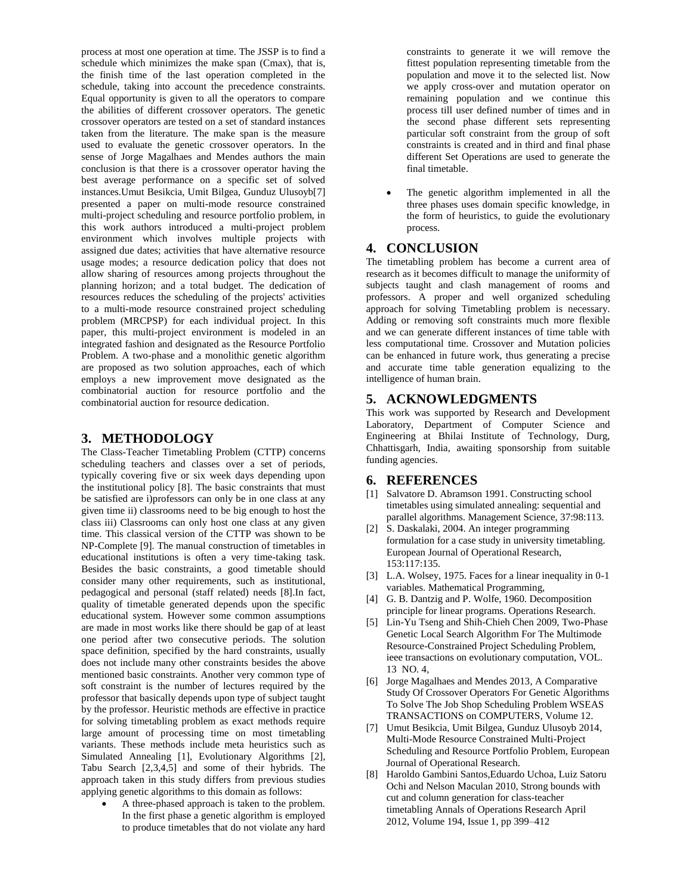process at most one operation at time. The JSSP is to find a schedule which minimizes the make span (Cmax), that is, the finish time of the last operation completed in the schedule, taking into account the precedence constraints. Equal opportunity is given to all the operators to compare the abilities of different crossover operators. The genetic crossover operators are tested on a set of standard instances taken from the literature. The make span is the measure used to evaluate the genetic crossover operators. In the sense of Jorge Magalhaes and Mendes authors the main conclusion is that there is a crossover operator having the best average performance on a specific set of solved instances.Umut Besikcia, Umit Bilgea, Gunduz Ulusoyb[7] presented a paper on multi-mode resource constrained multi-project scheduling and resource portfolio problem, in this work authors introduced a multi-project problem environment which involves multiple projects with assigned due dates; activities that have alternative resource usage modes; a resource dedication policy that does not allow sharing of resources among projects throughout the planning horizon; and a total budget. The dedication of resources reduces the scheduling of the projects' activities to a multi-mode resource constrained project scheduling problem (MRCPSP) for each individual project. In this paper, this multi-project environment is modeled in an integrated fashion and designated as the Resource Portfolio Problem. A two-phase and a monolithic genetic algorithm are proposed as two solution approaches, each of which employs a new improvement move designated as the combinatorial auction for resource portfolio and the combinatorial auction for resource dedication.

## 3. METHODOLOGY

The Class-Teacher Timetabling Problem (CTTP) concerns scheduling teachers and classes over a set of periods, typically covering five or six week days depending upon the institutional policy [8]. The basic constraints that must be satisfied are i)professors can only be in one class at any given time ii) classrooms need to be big enough to host the class iii) Classrooms can only host one class at any given time. This classical version of the CTTP was shown to be NP-Complete [9]. The manual construction of timetables in educational institutions is often a very time-taking task. Besides the basic constraints, a good timetable should consider many other requirements, such as institutional, pedagogical and personal (staff related) needs [8].In fact, quality of timetable generated depends upon the specific educational system. However some common assumptions are made in most works like there should be gap of at least one period after two consecutive periods. The solution space definition, specified by the hard constraints, usually does not include many other constraints besides the above mentioned basic constraints. Another very common type of soft constraint is the number of lectures required by the professor that basically depends upon type of subject taught by the professor. Heuristic methods are effective in practice for solving timetabling problem as exact methods require large amount of processing time on most timetabling variants. These methods include meta heuristics such as Simulated Annealing [1], Evolutionary Algorithms [2], Tabu Search [2,3,4,5] and some of their hybrids. The approach taken in this study differs from previous studies applying genetic algorithms to this domain as follows:

- A three-phased approach is taken to the problem. In the first phase a genetic algorithm is employed to produce timetables that do not violate any hard constraints to generate it we will remove the fittest population representing timetable from the population and move it to the selected list. Now we apply cross-over and mutation operator on remaining population and we continue this process till user defined number of times and in the second phase different sets representing particular soft constraint from the group of soft constraints is created and in third and final phase different Set Operations are used to generate the final timetable.
- The genetic algorithm implemented in all the three phases uses domain specific knowledge, in the form of heuristics, to guide the evolutionary process.

## 4. CONCLUSION

The timetabling problem has become a current area of research as it becomes difficult to manage the uniformity of subjects taught and clash management of rooms and professors. A proper and well organized scheduling approach for solving Timetabling problem is necessary. Adding or removing soft constraints much more flexible and we can generate different instances of time table with less computational time. Crossover and Mutation policies can be enhanced in future work, thus generating a precise and accurate time table generation equalizing to the intelligence of human brain.

## 5. ACKNOWLEDGMENTS

This work was supported by Research and Development Laboratory, Department of Computer Science and Engineering at Bhilai Institute of Technology, Durg, Chhattisgarh, India, awaiting sponsorship from suitable funding agencies.

## 6. REFERENCES

[1] Salvatore D. Abramson 1991. Constructing school timetables using simulated annealing: sequential and parallel algorithms. Management Science, 37:98:113.

[2] S. Daskalaki, 2004. An integer programming formulation for a case study in university timetabling. European Journal of Operational Research, 153:117:135.

[3] L.A. Wolsey, 1975. Faces for a linear inequality in 0-1 variables. Mathematical Programming,

[4] G. B. Dantzig and P. Wolfe, 1960. Decomposition principle for linear programs. Operations Research.

[5] Lin-Yu Tseng and Shih-Chieh Chen 2009, Two-Phase Genetic Local Search Algorithm For The Multimode Resource-Constrained Project Scheduling Problem, ieee transactions on evolutionary computation, VOL. 13 NO. 4,

[6] Jorge Magalhaes and Mendes 2013, A Comparative Study Of Crossover Operators For Genetic Algorithms To Solve The Job Shop Scheduling Problem WSEAS TRANSACTIONS on COMPUTERS, Volume 12.

[7] Umut Besikcia, Umit Bilgea, Gunduz Ulusoyb 2014, Multi-Mode Resource Constrained Multi-Project Scheduling and Resource Portfolio Problem, European Journal of Operational Research.

[8] Haroldo Gambini Santos,Eduardo Uchoa, Luiz Satoru Ochi and Nelson Maculan 2010, Strong bounds with cut and column generation for class-teacher timetabling Annals of Operations Research April 2012, Volume 194, Issue 1, pp 399–412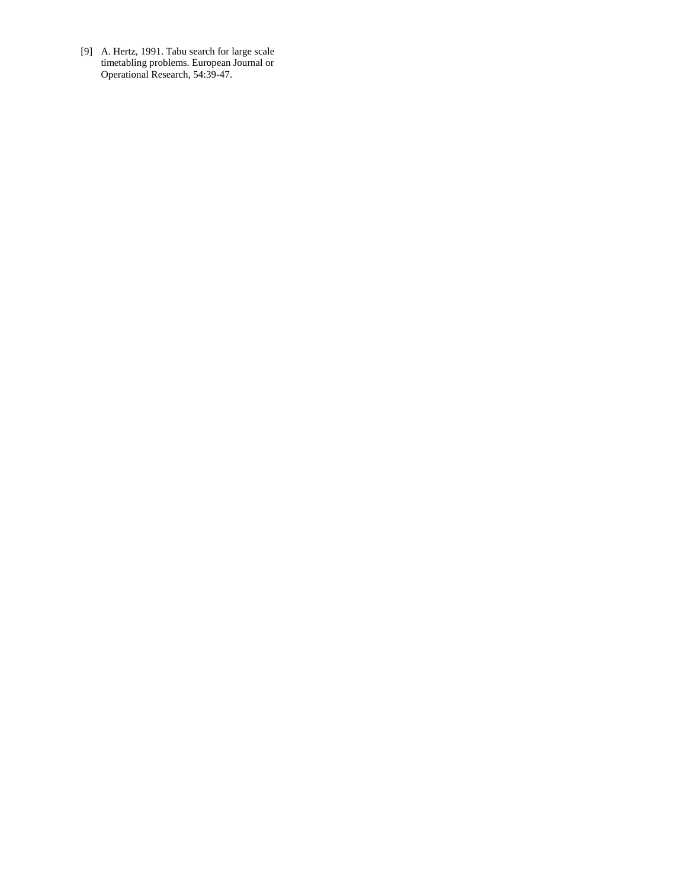[9] A. Hertz, 1991. Tabu search for large scale timetabling problems. European Journal or Operational Research, 54:39-47.